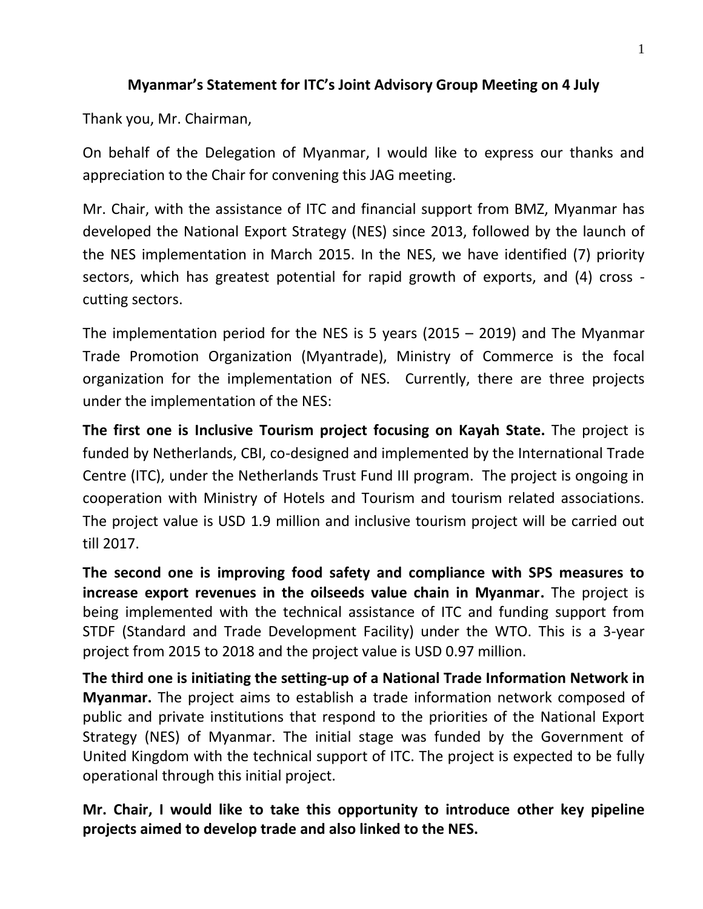# Myanmar's Statement for ITC's Joint Advisory Group Meeting on 4 July

Thank you, Mr. Chairman,

On behalf of the Delegation of Myanmar, I would like to express our thanks and appreciation to the Chair for convening this JAG meeting.

Mr. Chair, with the assistance of ITC and financial support from BMZ, Myanmar has developed the National Export Strategy (NES) since 2013, followed by the launch of the NES implementation in March 2015. In the NES, we have identified (7) priority sectors, which has greatest potential for rapid growth of exports, and (4) cross - cutting sectors.

The implementation period for the NES is 5 years (2015 – 2019) and The Myanmar Trade Promotion Organization (Myantrade), Ministry of Commerce is the focal organization for the implementation of NES. Currently, there are three projects under the implementation of the NES:

**The first one is Inclusive Tourism project focusing on Kayah State.** The project is funded by Netherlands, CBI, co-designed and implemented by the International Trade Centre (ITC), under the Netherlands Trust Fund III program. The project is ongoing in cooperation with Ministry of Hotels and Tourism and tourism related associations. The project value is USD 1.9 million and inclusive tourism project will be carried out till 2017.

**The second one is improving food safety and compliance with SPS measures to increase export revenues in the oilseeds value chain in Myanmar.** The project is being implemented with the technical assistance of ITC and funding support from STDF (Standard and Trade Development Facility) under the WTO. This is a 3-year project from 2015 to 2018 and the project value is USD 0.97 million.

**The third one is initiating the setting-up of a National Trade Information Network in Myanmar.** The project aims to establish a trade information network composed of public and private institutions that respond to the priorities of the National Export Strategy (NES) of Myanmar. The initial stage was funded by the Government of United Kingdom with the technical support of ITC. The project is expected to be fully operational through this initial project.

**Mr. Chair, I would like to take this opportunity to introduce other key pipeline projects aimed to develop trade and also linked to the NES.**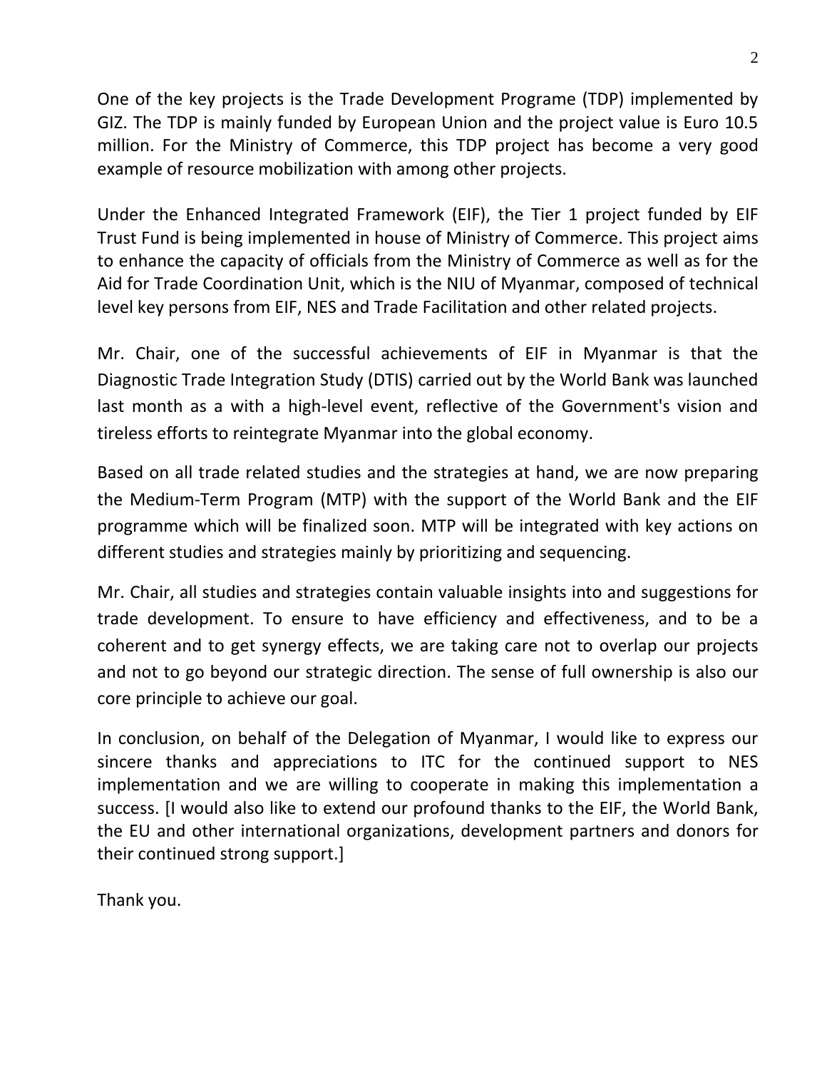One of the key projects is the Trade Development Programe (TDP) implemented by GIZ. The TDP is mainly funded by European Union and the project value is Euro 10.5 million. For the Ministry of Commerce, this TDP project has become a very good example of resource mobilization with among other projects.

Under the Enhanced Integrated Framework (EIF), the Tier 1 project funded by EIF Trust Fund is being implemented in house of Ministry of Commerce. This project aims to enhance the capacity of officials from the Ministry of Commerce as well as for the Aid for Trade Coordination Unit, which is the NIU of Myanmar, composed of technical level key persons from EIF, NES and Trade Facilitation and other related projects.

Mr. Chair, one of the successful achievements of EIF in Myanmar is that the Diagnostic Trade Integration Study (DTIS) carried out by the World Bank was launched last month as a with a high-level event, reflective of the Government's vision and tireless efforts to reintegrate Myanmar into the global economy.

Based on all trade related studies and the strategies at hand, we are now preparing the Medium-Term Program (MTP) with the support of the World Bank and the EIF programme which will be finalized soon. MTP will be integrated with key actions on different studies and strategies mainly by prioritizing and sequencing.

Mr. Chair, all studies and strategies contain valuable insights into and suggestions for trade development. To ensure to have efficiency and effectiveness, and to be a coherent and to get synergy effects, we are taking care not to overlap our projects and not to go beyond our strategic direction. The sense of full ownership is also our core principle to achieve our goal.

In conclusion, on behalf of the Delegation of Myanmar, I would like to express our sincere thanks and appreciations to ITC for the continued support to NES implementation and we are willing to cooperate in making this implementation a success. [I would also like to extend our profound thanks to the EIF, the World Bank, the EU and other international organizations, development partners and donors for their continued strong support.]

Thank you.